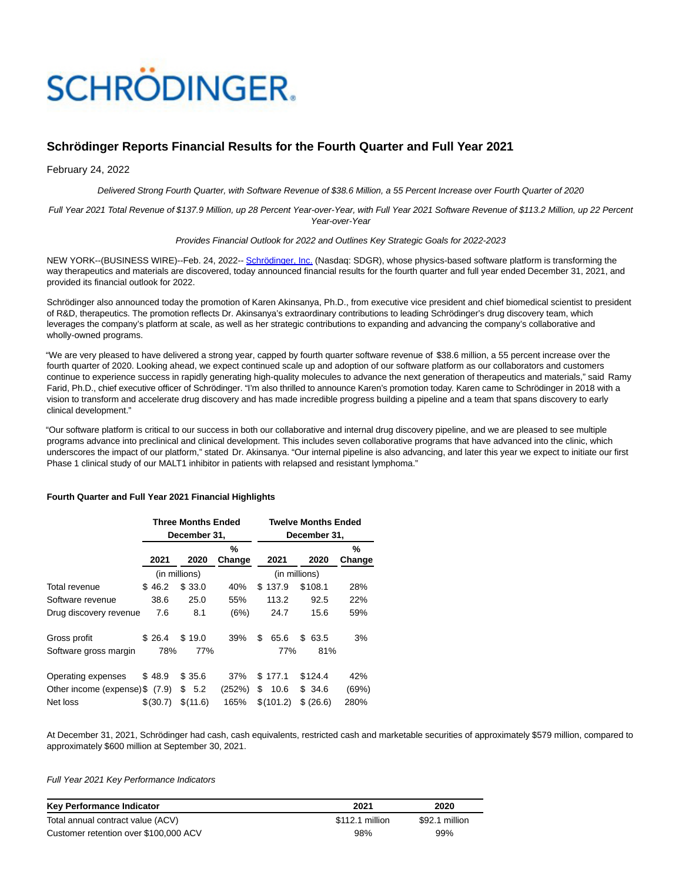# SCHRÖDINGER

## Schrödinger Reports Financial Results for the Fourth Quarter and Full Year 2021

February 24, 2022

*Delivered Strong Fourth Quarter, with Software Revenue of $38.6 Million, a 55 Percent Increase over Fourth Quarter of 2020*

*Full Year 2021 Total Revenue of $137.9 Million, up 28 Percent Year-over-Year, with Full Year 2021 Software Revenue of $113.2 Million, up 22 Percent Year-over-Year*

*Provides Financial Outlook for 2022 and Outlines Key Strategic Goals for 2022-2023*

NEW YORK--(BUSINESS WIRE)--Feb. 24, 2022-- Schrödinger, Inc. (Nasdaq: SDGR), whose physics-based software platform is transforming the way therapeutics and materials are discovered, today announced financial results for the fourth quarter and full year ended December 31, 2021, and provided its financial outlook for 2022.

Schrödinger also announced today the promotion of Karen Akinsanya, Ph.D., from executive vice president and chief biomedical scientist to president of R&D, therapeutics. The promotion reflects Dr. Akinsanya's extraordinary contributions to leading Schrödinger's drug discovery team, which leverages the company's platform at scale, as well as her strategic contributions to expanding and advancing the company's collaborative and wholly-owned programs.

"We are very pleased to have delivered a strong year, capped by fourth quarter software revenue of $38.6 million, a 55 percent increase over the fourth quarter of 2020. Looking ahead, we expect continued scale up and adoption of our software platform as our collaborators and customers continue to experience success in rapidly generating high-quality molecules to advance the next generation of therapeutics and materials," said Ramy Farid, Ph.D., chief executive officer of Schrödinger. "I'm also thrilled to announce Karen's promotion today. Karen came to Schrödinger in 2018 with a vision to transform and accelerate drug discovery and has made incredible progress building a pipeline and a team that spans discovery to early clinical development."

"Our software platform is critical to our success in both our collaborative and internal drug discovery pipeline, and we are pleased to see multiple programs advance into preclinical and clinical development. This includes seven collaborative programs that have advanced into the clinic, which underscores the impact of our platform," stated Dr. Akinsanya. "Our internal pipeline is also advancing, and later this year we expect to initiate our first Phase 1 clinical study of our MALT1 inhibitor in patients with relapsed and resistant lymphoma."

**Fourth Quarter and Full Year 2021 Financial Highlights**

| | Three Months Ended December 31, | | | Twelve Months Ended December 31, | | |
|---|---|---|---|---|---|---|
| | 2021 | 2020 | % Change | 2021 | 2020 | % Change |
| | (in millions) | | | (in millions) | | |
| Total revenue | $ 46.2 | $ 33.0 | 40% | $ 137.9 | $108.1 | 28% |
| Software revenue | 38.6 | 25.0 | 55% | 113.2 | 92.5 | 22% |
| Drug discovery revenue | 7.6 | 8.1 | (6%) | 24.7 | 15.6 | 59% |
| | | | | | | |
| Gross profit | $ 26.4 | $ 19.0 | 39% | $ 65.6 | $ 63.5 | 3% |
| Software gross margin | 78% | 77% | | 77% | 81% | |
| | | | | | | |
| Operating expenses | $ 48.9 | $ 35.6 | 37% | $ 177.1 | $124.4 | 42% |
| Other income (expense) | $ (7.9) | $ 5.2 | (252%) | $ 10.6 | $ 34.6 | (69%) |
| Net loss | $(30.7) | $(11.6) | 165% | $(101.2) | $ (26.6) | 280% |

At December 31, 2021, Schrödinger had cash, cash equivalents, restricted cash and marketable securities of approximately $579 million, compared to approximately $600 million at September 30, 2021.

*Full Year 2021 Key Performance Indicators*

| Key Performance Indicator | 2021 | 2020 |
|---|---|---|
| Total annual contract value (ACV) | $112.1 million | $92.1 million |
| Customer retention over $100,000 ACV | 98% | 99% |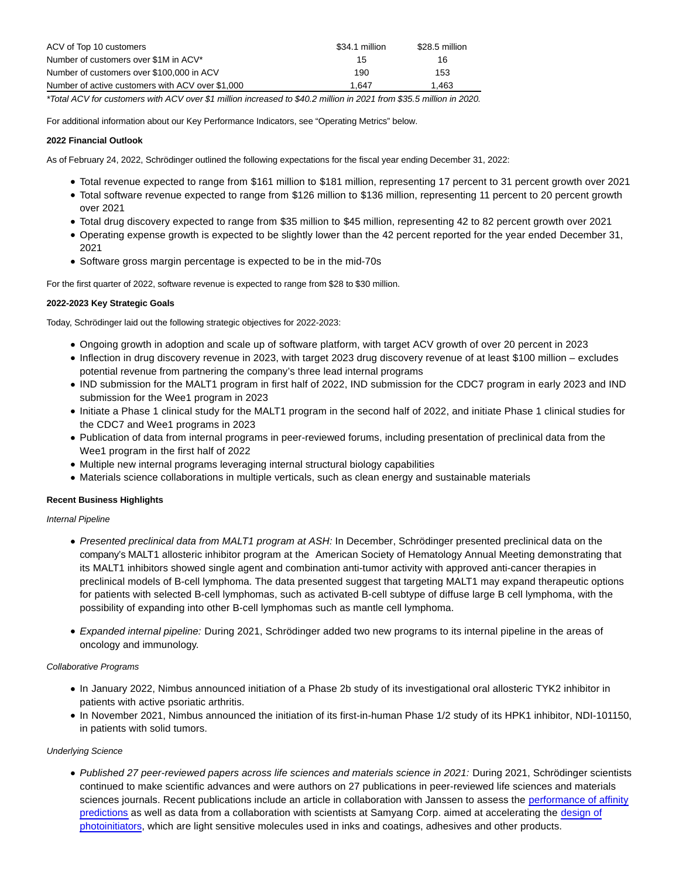| | | |
|---|---|---|
| ACV of Top 10 customers | $34.1 million | $28.5 million |
| Number of customers over $1M in ACV* | 15 | 16 |
| Number of customers over $100,000 in ACV | 190 | 153 |
| Number of active customers with ACV over $1,000 | 1,647 | 1,463 |

*Total ACV for customers with ACV over $1 million increased to $40.2 million in 2021 from $35.5 million in 2020.*

For additional information about our Key Performance Indicators, see "Operating Metrics" below.

**2022 Financial Outlook**

As of February 24, 2022, Schrödinger outlined the following expectations for the fiscal year ending December 31, 2022:

- Total revenue expected to range from $161 million to $181 million, representing 17 percent to 31 percent growth over 2021
- Total software revenue expected to range from $126 million to $136 million, representing 11 percent to 20 percent growth over 2021
- Total drug discovery expected to range from $35 million to $45 million, representing 42 to 82 percent growth over 2021
- Operating expense growth is expected to be slightly lower than the 42 percent reported for the year ended December 31, 2021
- Software gross margin percentage is expected to be in the mid-70s

For the first quarter of 2022, software revenue is expected to range from $28 to $30 million.

**2022-2023 Key Strategic Goals**

Today, Schrödinger laid out the following strategic objectives for 2022-2023:

- Ongoing growth in adoption and scale up of software platform, with target ACV growth of over 20 percent in 2023
- Inflection in drug discovery revenue in 2023, with target 2023 drug discovery revenue of at least $100 million – excludes potential revenue from partnering the company's three lead internal programs
- IND submission for the MALT1 program in first half of 2022, IND submission for the CDC7 program in early 2023 and IND submission for the Wee1 program in 2023
- Initiate a Phase 1 clinical study for the MALT1 program in the second half of 2022, and initiate Phase 1 clinical studies for the CDC7 and Wee1 programs in 2023
- Publication of data from internal programs in peer-reviewed forums, including presentation of preclinical data from the Wee1 program in the first half of 2022
- Multiple new internal programs leveraging internal structural biology capabilities
- Materials science collaborations in multiple verticals, such as clean energy and sustainable materials

**Recent Business Highlights**

*Internal Pipeline*

- *Presented preclinical data from MALT1 program at ASH:* In December, Schrödinger presented preclinical data on the company's MALT1 allosteric inhibitor program at the American Society of Hematology Annual Meeting demonstrating that its MALT1 inhibitors showed single agent and combination anti-tumor activity with approved anti-cancer therapies in preclinical models of B-cell lymphoma. The data presented suggest that targeting MALT1 may expand therapeutic options for patients with selected B-cell lymphomas, such as activated B-cell subtype of diffuse large B cell lymphoma, with the possibility of expanding into other B-cell lymphomas such as mantle cell lymphoma.
- *Expanded internal pipeline:* During 2021, Schrödinger added two new programs to its internal pipeline in the areas of oncology and immunology.

*Collaborative Programs*

- In January 2022, Nimbus announced initiation of a Phase 2b study of its investigational oral allosteric TYK2 inhibitor in patients with active psoriatic arthritis.
- In November 2021, Nimbus announced the initiation of its first-in-human Phase 1/2 study of its HPK1 inhibitor, NDI-101150, in patients with solid tumors.

*Underlying Science*

- *Published 27 peer-reviewed papers across life sciences and materials science in 2021:* During 2021, Schrödinger scientists continued to make scientific advances and were authors on 27 publications in peer-reviewed life sciences and materials sciences journals. Recent publications include an article in collaboration with Janssen to assess the performance of affinity predictions as well as data from a collaboration with scientists at Samyang Corp. aimed at accelerating the design of photoinitiators, which are light sensitive molecules used in inks and coatings, adhesives and other products.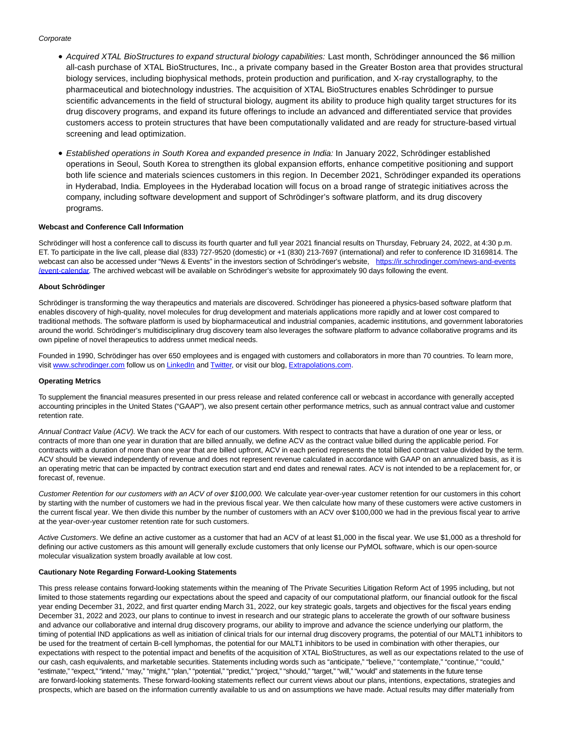*Corporate*

- *Acquired XTAL BioStructures to expand structural biology capabilities:* Last month, Schrödinger announced the $6 million all-cash purchase of XTAL BioStructures, Inc., a private company based in the Greater Boston area that provides structural biology services, including biophysical methods, protein production and purification, and X-ray crystallography, to the pharmaceutical and biotechnology industries. The acquisition of XTAL BioStructures enables Schrödinger to pursue scientific advancements in the field of structural biology, augment its ability to produce high quality target structures for its drug discovery programs, and expand its future offerings to include an advanced and differentiated service that provides customers access to protein structures that have been computationally validated and are ready for structure-based virtual screening and lead optimization.
- *Established operations in South Korea and expanded presence in India:* In January 2022, Schrödinger established operations in Seoul, South Korea to strengthen its global expansion efforts, enhance competitive positioning and support both life science and materials sciences customers in this region. In December 2021, Schrödinger expanded its operations in Hyderabad, India. Employees in the Hyderabad location will focus on a broad range of strategic initiatives across the company, including software development and support of Schrödinger's software platform, and its drug discovery programs.

**Webcast and Conference Call Information**

Schrödinger will host a conference call to discuss its fourth quarter and full year 2021 financial results on Thursday, February 24, 2022, at 4:30 p.m. ET. To participate in the live call, please dial (833) 727-9520 (domestic) or +1 (830) 213-7697 (international) and refer to conference ID 3169814. The webcast can also be accessed under "News & Events" in the investors section of Schrödinger's website, https://ir.schrodinger.com/news-and-events/event-calendar. The archived webcast will be available on Schrödinger's website for approximately 90 days following the event.

**About Schrödinger**

Schrödinger is transforming the way therapeutics and materials are discovered. Schrödinger has pioneered a physics-based software platform that enables discovery of high-quality, novel molecules for drug development and materials applications more rapidly and at lower cost compared to traditional methods. The software platform is used by biopharmaceutical and industrial companies, academic institutions, and government laboratories around the world. Schrödinger's multidisciplinary drug discovery team also leverages the software platform to advance collaborative programs and its own pipeline of novel therapeutics to address unmet medical needs.

Founded in 1990, Schrödinger has over 650 employees and is engaged with customers and collaborators in more than 70 countries. To learn more, visit www.schrodinger.com follow us on LinkedIn and Twitter, or visit our blog, Extrapolations.com.

**Operating Metrics**

To supplement the financial measures presented in our press release and related conference call or webcast in accordance with generally accepted accounting principles in the United States ("GAAP"), we also present certain other performance metrics, such as annual contract value and customer retention rate.

*Annual Contract Value (ACV).* We track the ACV for each of our customers. With respect to contracts that have a duration of one year or less, or contracts of more than one year in duration that are billed annually, we define ACV as the contract value billed during the applicable period. For contracts with a duration of more than one year that are billed upfront, ACV in each period represents the total billed contract value divided by the term. ACV should be viewed independently of revenue and does not represent revenue calculated in accordance with GAAP on an annualized basis, as it is an operating metric that can be impacted by contract execution start and end dates and renewal rates. ACV is not intended to be a replacement for, or forecast of, revenue.

*Customer Retention for our customers with an ACV of over $100,000.* We calculate year-over-year customer retention for our customers in this cohort by starting with the number of customers we had in the previous fiscal year. We then calculate how many of these customers were active customers in the current fiscal year. We then divide this number by the number of customers with an ACV over $100,000 we had in the previous fiscal year to arrive at the year-over-year customer retention rate for such customers.

*Active Customers*. We define an active customer as a customer that had an ACV of at least $1,000 in the fiscal year. We use $1,000 as a threshold for defining our active customers as this amount will generally exclude customers that only license our PyMOL software, which is our open-source molecular visualization system broadly available at low cost.

**Cautionary Note Regarding Forward-Looking Statements**

This press release contains forward-looking statements within the meaning of The Private Securities Litigation Reform Act of 1995 including, but not limited to those statements regarding our expectations about the speed and capacity of our computational platform, our financial outlook for the fiscal year ending December 31, 2022, and first quarter ending March 31, 2022, our key strategic goals, targets and objectives for the fiscal years ending December 31, 2022 and 2023, our plans to continue to invest in research and our strategic plans to accelerate the growth of our software business and advance our collaborative and internal drug discovery programs, our ability to improve and advance the science underlying our platform, the timing of potential IND applications as well as initiation of clinical trials for our internal drug discovery programs, the potential of our MALT1 inhibitors to be used for the treatment of certain B-cell lymphomas, the potential for our MALT1 inhibitors to be used in combination with other therapies, our expectations with respect to the potential impact and benefits of the acquisition of XTAL BioStructures, as well as our expectations related to the use of our cash, cash equivalents, and marketable securities. Statements including words such as "anticipate," "believe," "contemplate," "continue," "could," "estimate," "expect," "intend," "may," "might," "plan," "potential," "predict," "project," "should," "target," "will," "would" and statements in the future tense are forward-looking statements. These forward-looking statements reflect our current views about our plans, intentions, expectations, strategies and prospects, which are based on the information currently available to us and on assumptions we have made. Actual results may differ materially from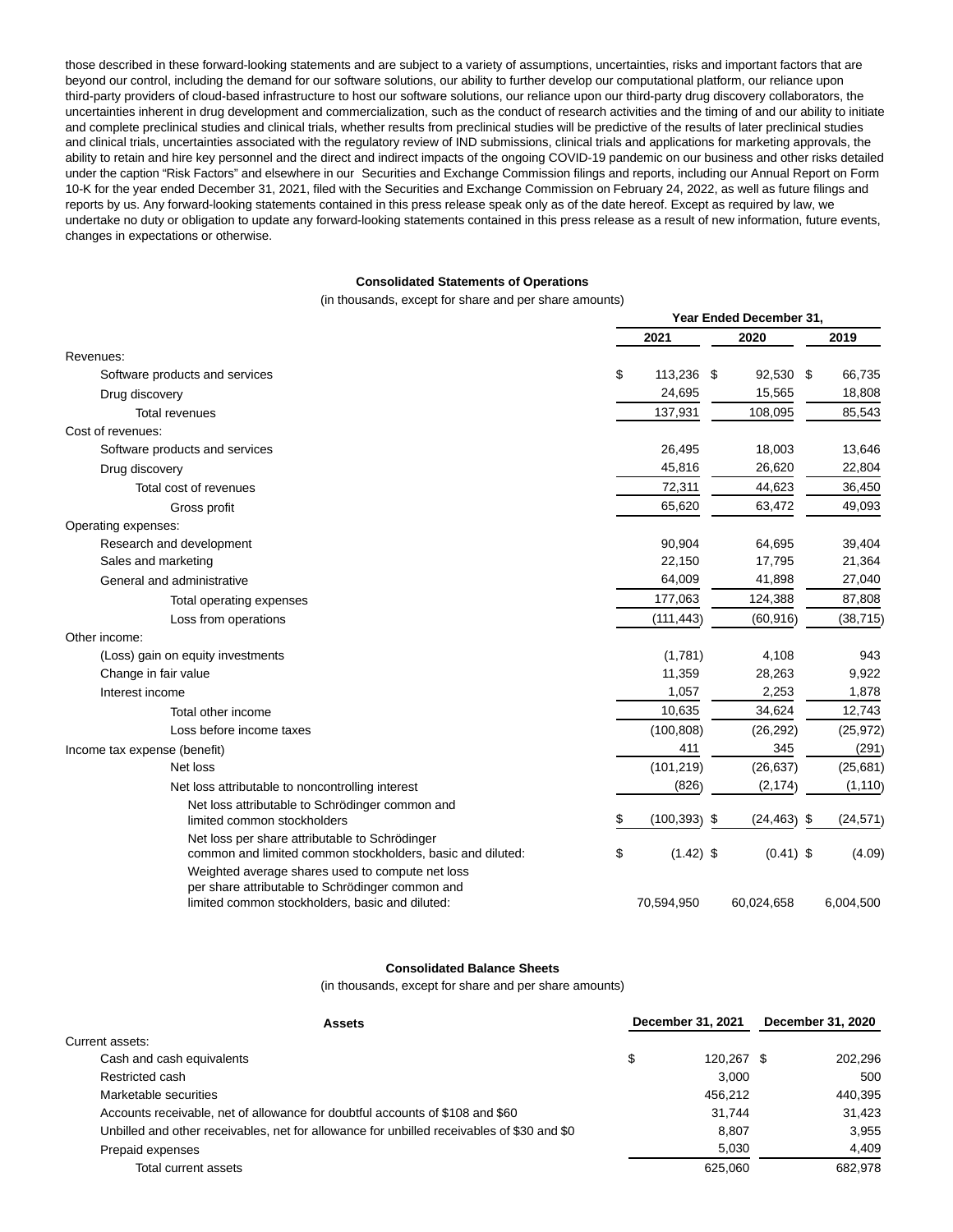those described in these forward-looking statements and are subject to a variety of assumptions, uncertainties, risks and important factors that are beyond our control, including the demand for our software solutions, our ability to further develop our computational platform, our reliance upon third-party providers of cloud-based infrastructure to host our software solutions, our reliance upon our third-party drug discovery collaborators, the uncertainties inherent in drug development and commercialization, such as the conduct of research activities and the timing of and our ability to initiate and complete preclinical studies and clinical trials, whether results from preclinical studies will be predictive of the results of later preclinical studies and clinical trials, uncertainties associated with the regulatory review of IND submissions, clinical trials and applications for marketing approvals, the ability to retain and hire key personnel and the direct and indirect impacts of the ongoing COVID-19 pandemic on our business and other risks detailed under the caption "Risk Factors" and elsewhere in our Securities and Exchange Commission filings and reports, including our Annual Report on Form 10-K for the year ended December 31, 2021, filed with the Securities and Exchange Commission on February 24, 2022, as well as future filings and reports by us. Any forward-looking statements contained in this press release speak only as of the date hereof. Except as required by law, we undertake no duty or obligation to update any forward-looking statements contained in this press release as a result of new information, future events, changes in expectations or otherwise.

**Consolidated Statements of Operations**

(in thousands, except for share and per share amounts)

| | Year Ended December 31, | | |
|---|---|---|---|
| | 2021 | 2020 | 2019 |
| Revenues: | | | |
| Software products and services | $ 113,236 | $ 92,530 | $ 66,735 |
| Drug discovery | 24,695 | 15,565 | 18,808 |
| Total revenues | 137,931 | 108,095 | 85,543 |
| Cost of revenues: | | | |
| Software products and services | 26,495 | 18,003 | 13,646 |
| Drug discovery | 45,816 | 26,620 | 22,804 |
| Total cost of revenues | 72,311 | 44,623 | 36,450 |
| Gross profit | 65,620 | 63,472 | 49,093 |
| Operating expenses: | | | |
| Research and development | 90,904 | 64,695 | 39,404 |
| Sales and marketing | 22,150 | 17,795 | 21,364 |
| General and administrative | 64,009 | 41,898 | 27,040 |
| Total operating expenses | 177,063 | 124,388 | 87,808 |
| Loss from operations | (111,443) | (60,916) | (38,715) |
| Other income: | | | |
| (Loss) gain on equity investments | (1,781) | 4,108 | 943 |
| Change in fair value | 11,359 | 28,263 | 9,922 |
| Interest income | 1,057 | 2,253 | 1,878 |
| Total other income | 10,635 | 34,624 | 12,743 |
| Loss before income taxes | (100,808) | (26,292) | (25,972) |
| Income tax expense (benefit) | 411 | 345 | (291) |
| Net loss | (101,219) | (26,637) | (25,681) |
| Net loss attributable to noncontrolling interest | (826) | (2,174) | (1,110) |
| Net loss attributable to Schrödinger common and limited common stockholders | $ (100,393) | $ (24,463) | $ (24,571) |
| Net loss per share attributable to Schrödinger common and limited common stockholders, basic and diluted: | $ (1.42) | $ (0.41) | $ (4.09) |
| Weighted average shares used to compute net loss per share attributable to Schrödinger common and limited common stockholders, basic and diluted: | 70,594,950 | 60,024,658 | 6,004,500 |

**Consolidated Balance Sheets**

(in thousands, except for share and per share amounts)

| Assets | December 31, 2021 | December 31, 2020 |
|---|---|---|
| Current assets: | | |
| Cash and cash equivalents | $ 120,267 | $ 202,296 |
| Restricted cash | 3,000 | 500 |
| Marketable securities | 456,212 | 440,395 |
| Accounts receivable, net of allowance for doubtful accounts of $108 and $60 | 31,744 | 31,423 |
| Unbilled and other receivables, net for allowance for unbilled receivables of $30 and $0 | 8,807 | 3,955 |
| Prepaid expenses | 5,030 | 4,409 |
| Total current assets | 625,060 | 682,978 |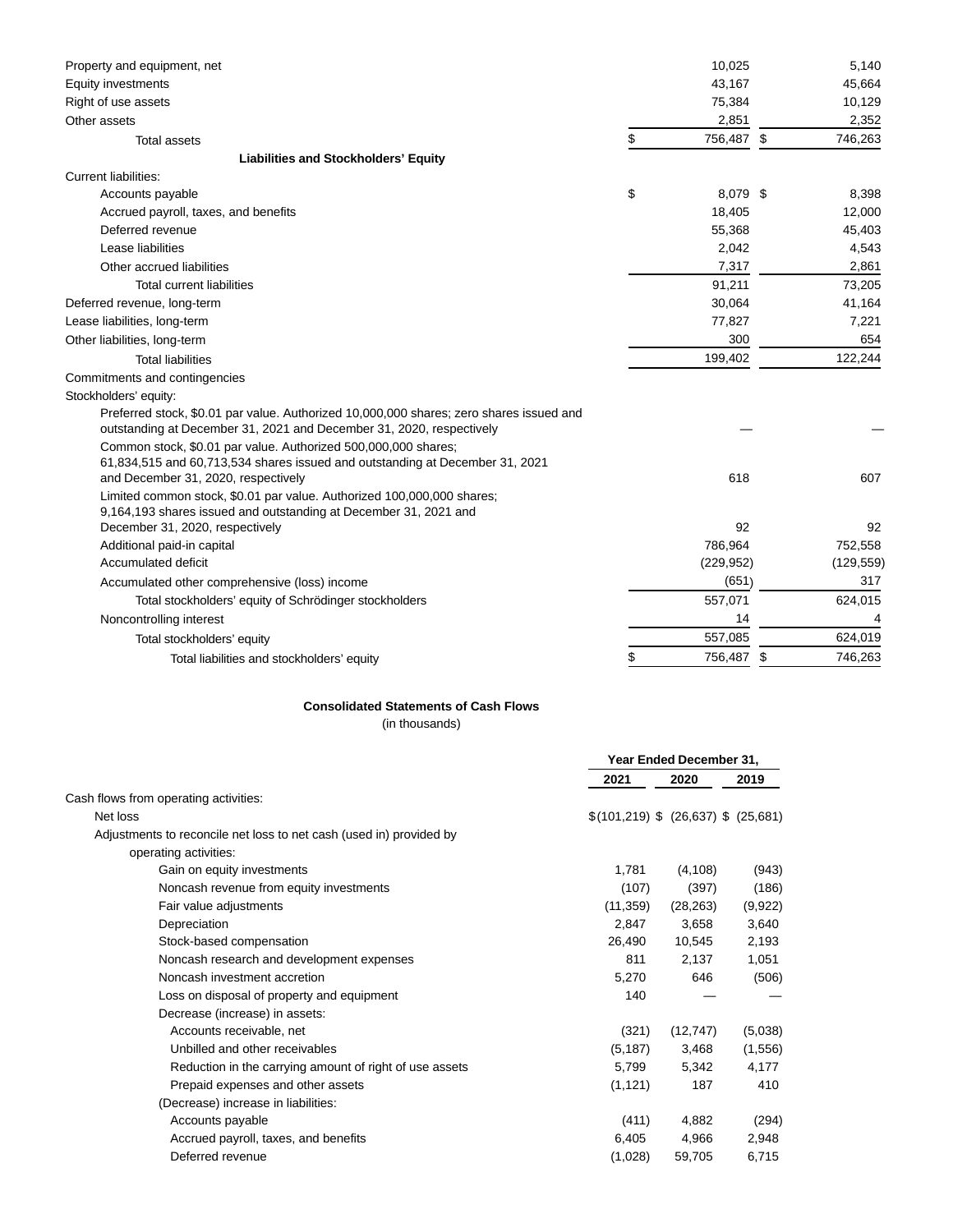| | 2021 | 2020 |
|---|---|---|
| Property and equipment, net | 10,025 | 5,140 |
| Equity investments | 43,167 | 45,664 |
| Right of use assets | 75,384 | 10,129 |
| Other assets | 2,851 | 2,352 |
| Total assets | $ 756,487 | $ 746,263 |
| **Liabilities and Stockholders' Equity** | | |
| Current liabilities: | | |
| Accounts payable | $ 8,079 | $ 8,398 |
| Accrued payroll, taxes, and benefits | 18,405 | 12,000 |
| Deferred revenue | 55,368 | 45,403 |
| Lease liabilities | 2,042 | 4,543 |
| Other accrued liabilities | 7,317 | 2,861 |
| Total current liabilities | 91,211 | 73,205 |
| Deferred revenue, long-term | 30,064 | 41,164 |
| Lease liabilities, long-term | 77,827 | 7,221 |
| Other liabilities, long-term | 300 | 654 |
| Total liabilities | 199,402 | 122,244 |
| Commitments and contingencies | | |
| Stockholders' equity: | | |
| Preferred stock, $0.01 par value. Authorized 10,000,000 shares; zero shares issued and outstanding at December 31, 2021 and December 31, 2020, respectively | — | — |
| Common stock, $0.01 par value. Authorized 500,000,000 shares; 61,834,515 and 60,713,534 shares issued and outstanding at December 31, 2021 and December 31, 2020, respectively | 618 | 607 |
| Limited common stock, $0.01 par value. Authorized 100,000,000 shares; 9,164,193 shares issued and outstanding at December 31, 2021 and December 31, 2020, respectively | 92 | 92 |
| Additional paid-in capital | 786,964 | 752,558 |
| Accumulated deficit | (229,952) | (129,559) |
| Accumulated other comprehensive (loss) income | (651) | 317 |
| Total stockholders' equity of Schrödinger stockholders | 557,071 | 624,015 |
| Noncontrolling interest | 14 | 4 |
| Total stockholders' equity | 557,085 | 624,019 |
| Total liabilities and stockholders' equity | $ 756,487 | $ 746,263 |

**Consolidated Statements of Cash Flows**

(in thousands)

| | Year Ended December 31, | | |
|---|---|---|---|
| | 2021 | 2020 | 2019 |
| Cash flows from operating activities: | | | |
| Net loss | $(101,219) | $ (26,637) | $ (25,681) |
| Adjustments to reconcile net loss to net cash (used in) provided by operating activities: | | | |
| Gain on equity investments | 1,781 | (4,108) | (943) |
| Noncash revenue from equity investments | (107) | (397) | (186) |
| Fair value adjustments | (11,359) | (28,263) | (9,922) |
| Depreciation | 2,847 | 3,658 | 3,640 |
| Stock-based compensation | 26,490 | 10,545 | 2,193 |
| Noncash research and development expenses | 811 | 2,137 | 1,051 |
| Noncash investment accretion | 5,270 | 646 | (506) |
| Loss on disposal of property and equipment | 140 | — | — |
| Decrease (increase) in assets: | | | |
| Accounts receivable, net | (321) | (12,747) | (5,038) |
| Unbilled and other receivables | (5,187) | 3,468 | (1,556) |
| Reduction in the carrying amount of right of use assets | 5,799 | 5,342 | 4,177 |
| Prepaid expenses and other assets | (1,121) | 187 | 410 |
| (Decrease) increase in liabilities: | | | |
| Accounts payable | (411) | 4,882 | (294) |
| Accrued payroll, taxes, and benefits | 6,405 | 4,966 | 2,948 |
| Deferred revenue | (1,028) | 59,705 | 6,715 |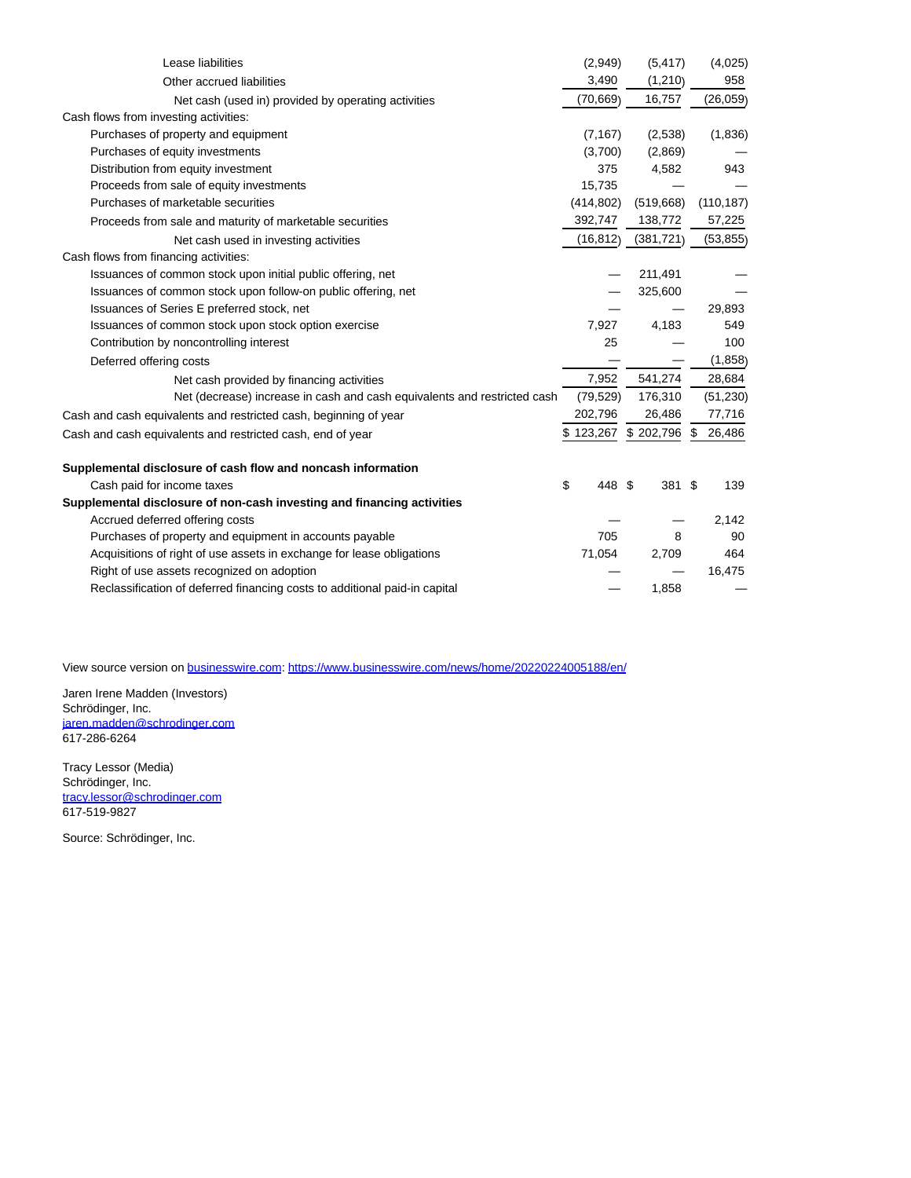| | | | |
|---|---|---|---|
| Lease liabilities | (2,949) | (5,417) | (4,025) |
| Other accrued liabilities | 3,490 | (1,210) | 958 |
| Net cash (used in) provided by operating activities | (70,669) | 16,757 | (26,059) |
| Cash flows from investing activities: | | | |
| Purchases of property and equipment | (7,167) | (2,538) | (1,836) |
| Purchases of equity investments | (3,700) | (2,869) | — |
| Distribution from equity investment | 375 | 4,582 | 943 |
| Proceeds from sale of equity investments | 15,735 | — | — |
| Purchases of marketable securities | (414,802) | (519,668) | (110,187) |
| Proceeds from sale and maturity of marketable securities | 392,747 | 138,772 | 57,225 |
| Net cash used in investing activities | (16,812) | (381,721) | (53,855) |
| Cash flows from financing activities: | | | |
| Issuances of common stock upon initial public offering, net | — | 211,491 | — |
| Issuances of common stock upon follow-on public offering, net | — | 325,600 | — |
| Issuances of Series E preferred stock, net | — | — | 29,893 |
| Issuances of common stock upon stock option exercise | 7,927 | 4,183 | 549 |
| Contribution by noncontrolling interest | 25 | — | 100 |
| Deferred offering costs | — | — | (1,858) |
| Net cash provided by financing activities | 7,952 | 541,274 | 28,684 |
| Net (decrease) increase in cash and cash equivalents and restricted cash | (79,529) | 176,310 | (51,230) |
| Cash and cash equivalents and restricted cash, beginning of year | 202,796 | 26,486 | 77,716 |
| Cash and cash equivalents and restricted cash, end of year | $ 123,267 | $ 202,796 | $ 26,486 |
| | | | |
| **Supplemental disclosure of cash flow and noncash information** | | | |
| Cash paid for income taxes | $ 448 | $ 381 | $ 139 |
| **Supplemental disclosure of non-cash investing and financing activities** | | | |
| Accrued deferred offering costs | — | — | 2,142 |
| Purchases of property and equipment in accounts payable | 705 | 8 | 90 |
| Acquisitions of right of use assets in exchange for lease obligations | 71,054 | 2,709 | 464 |
| Right of use assets recognized on adoption | — | — | 16,475 |
| Reclassification of deferred financing costs to additional paid-in capital | — | 1,858 | — |

View source version on businesswire.com: https://www.businesswire.com/news/home/20220224005188/en/

Jaren Irene Madden (Investors)
Schrödinger, Inc.
jaren.madden@schrodinger.com
617-286-6264

Tracy Lessor (Media)
Schrödinger, Inc.
tracy.lessor@schrodinger.com
617-519-9827

Source: Schrödinger, Inc.